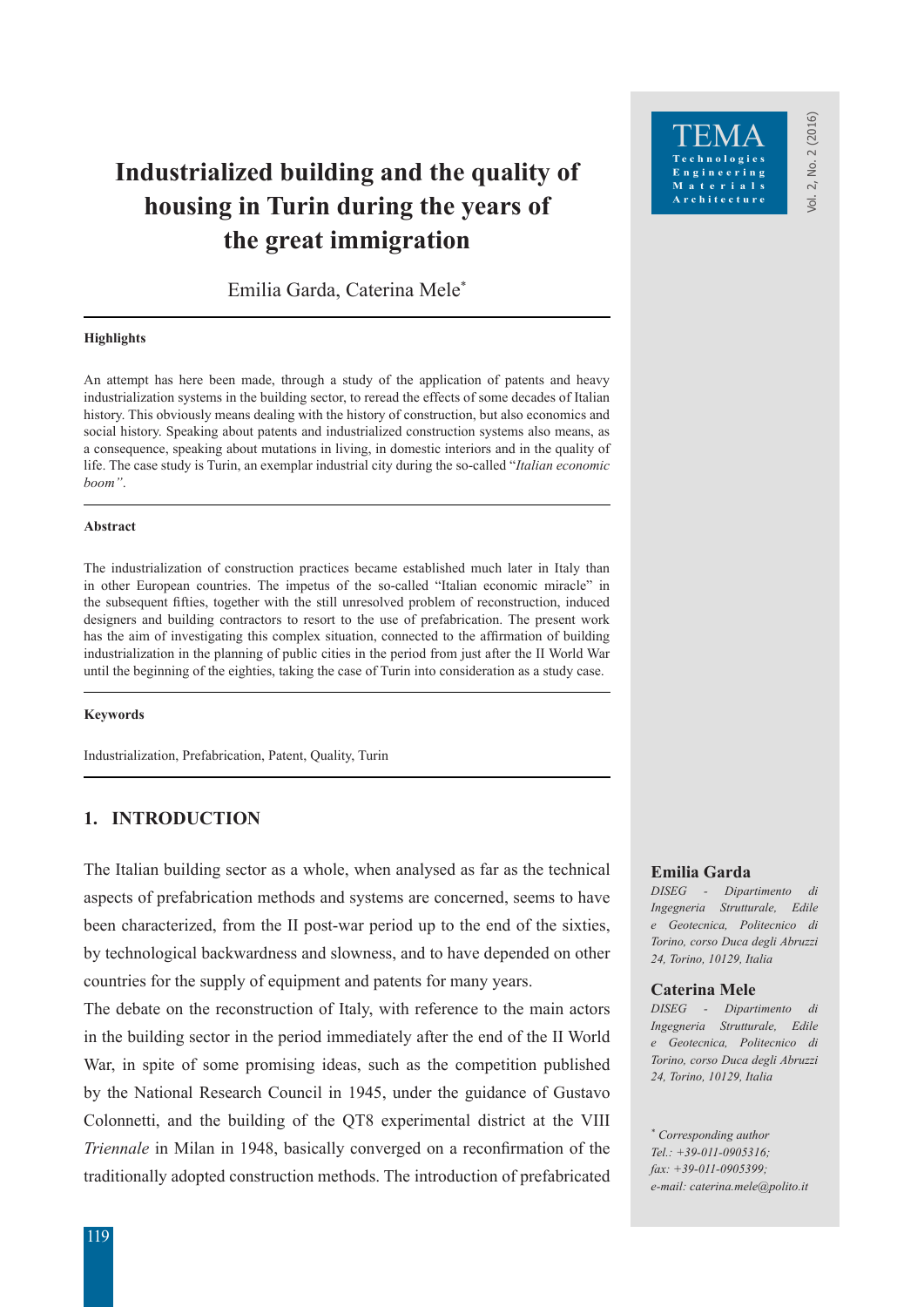# Industrialized building and the quality of housing in Turin during the years of the great immigration

Emilia Garda, Caterina Mele*

**Highlights**

An attempt has here been made, through a study of the application of patents and heavy industrialization systems in the building sector, to reread the effects of some decades of Italian history. This obviously means dealing with the history of construction, but also economics and social history. Speaking about patents and industrialized construction systems also means, as a consequence, speaking about mutations in living, in domestic interiors and in the quality of life. The case study is Turin, an exemplar industrial city during the so-called "*Italian economic boom*".

**Abstract**

The industrialization of construction practices became established much later in Italy than in other European countries. The impetus of the so-called "Italian economic miracle" in the subsequent fifties, together with the still unresolved problem of reconstruction, induced designers and building contractors to resort to the use of prefabrication. The present work has the aim of investigating this complex situation, connected to the affirmation of building industrialization in the planning of public cities in the period from just after the II World War until the beginning of the eighties, taking the case of Turin into consideration as a study case.

**Keywords**

Industrialization, Prefabrication, Patent, Quality, Turin

**Emilia Garda**
*DISEG - Dipartimento di Ingegneria Strutturale, Edile e Geotecnica, Politecnico di Torino, corso Duca degli Abruzzi 24, Torino, 10129, Italia*

**Caterina Mele**
*DISEG - Dipartimento di Ingegneria Strutturale, Edile e Geotecnica, Politecnico di Torino, corso Duca degli Abruzzi 24, Torino, 10129, Italia*

*\* Corresponding author*
*Tel.: +39-011-0905316;*
*fax: +39-011-0905399;*
*e-mail: caterina.mele@polito.it*

## 1. INTRODUCTION

The Italian building sector as a whole, when analysed as far as the technical aspects of prefabrication methods and systems are concerned, seems to have been characterized, from the II post-war period up to the end of the sixties, by technological backwardness and slowness, and to have depended on other countries for the supply of equipment and patents for many years.

The debate on the reconstruction of Italy, with reference to the main actors in the building sector in the period immediately after the end of the II World War, in spite of some promising ideas, such as the competition published by the National Research Council in 1945, under the guidance of Gustavo Colonnetti, and the building of the QT8 experimental district at the VIII *Triennale* in Milan in 1948, basically converged on a reconfirmation of the traditionally adopted construction methods. The introduction of prefabricated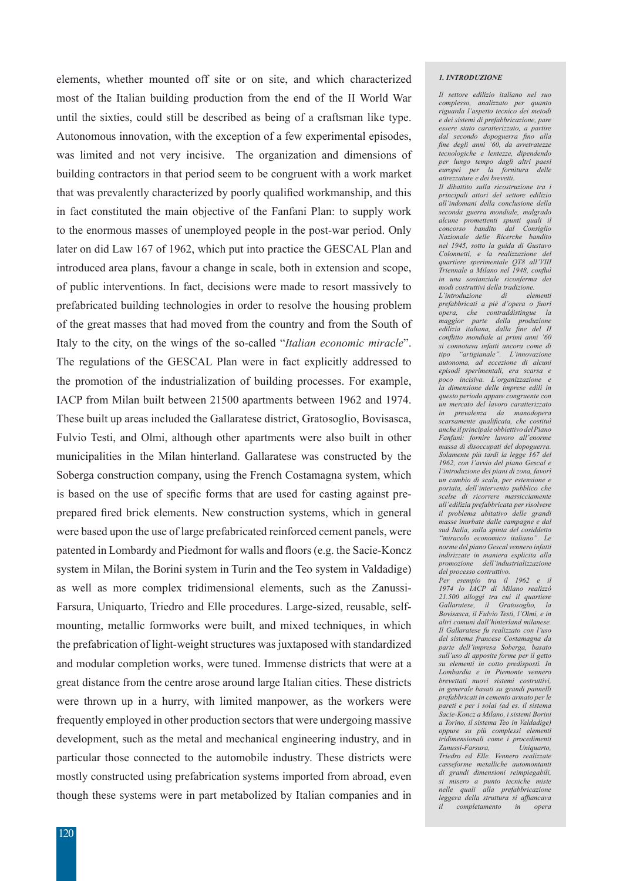elements, whether mounted off site or on site, and which characterized most of the Italian building production from the end of the II World War until the sixties, could still be described as being of a craftsman like type. Autonomous innovation, with the exception of a few experimental episodes, was limited and not very incisive. The organization and dimensions of building contractors in that period seem to be congruent with a work market that was prevalently characterized by poorly qualified workmanship, and this in fact constituted the main objective of the Fanfani Plan: to supply work to the enormous masses of unemployed people in the post-war period. Only later on did Law 167 of 1962, which put into practice the GESCAL Plan and introduced area plans, favour a change in scale, both in extension and scope, of public interventions. In fact, decisions were made to resort massively to prefabricated building technologies in order to resolve the housing problem of the great masses that had moved from the country and from the South of Italy to the city, on the wings of the so-called "*Italian economic miracle*". The regulations of the GESCAL Plan were in fact explicitly addressed to the promotion of the industrialization of building processes. For example, IACP from Milan built between 21500 apartments between 1962 and 1974. These built up areas included the Gallaratese district, Gratosoglio, Bovisasca, Fulvio Testi, and Olmi, although other apartments were also built in other municipalities in the Milan hinterland. Gallaratese was constructed by the Soberga construction company, using the French Costamagna system, which is based on the use of specific forms that are used for casting against pre-prepared fired brick elements. New construction systems, which in general were based upon the use of large prefabricated reinforced cement panels, were patented in Lombardy and Piedmont for walls and floors (e.g. the Sacie-Koncz system in Milan, the Borini system in Turin and the Teo system in Valdadige) as well as more complex tridimensional elements, such as the Zanussi-Farsura, Uniquarto, Triedro and Elle procedures. Large-sized, reusable, self-mounting, metallic formworks were built, and mixed techniques, in which the prefabrication of light-weight structures was juxtaposed with standardized and modular completion works, were tuned. Immense districts that were at a great distance from the centre arose around large Italian cities. These districts were thrown up in a hurry, with limited manpower, as the workers were frequently employed in other production sectors that were undergoing massive development, such as the metal and mechanical engineering industry, and in particular those connected to the automobile industry. These districts were mostly constructed using prefabrication systems imported from abroad, even though these systems were in part metabolized by Italian companies and in

***1. INTRODUZIONE***

*Il settore edilizio italiano nel suo complesso, analizzato per quanto riguarda l'aspetto tecnico dei metodi e dei sistemi di prefabbricazione, pare essere stato caratterizzato, a partire dal secondo dopoguerra fino alla fine degli anni '60, da arretratezze tecnologiche e lentezze, dipendendo per lungo tempo dagli altri paesi europei per la fornitura delle attrezzature e dei brevetti.*

*Il dibattito sulla ricostruzione tra i principali attori del settore edilizio all'indomani della conclusione della seconda guerra mondiale, malgrado alcune promettenti spunti quali il concorso bandito dal Consiglio Nazionale delle Ricerche bandito nel 1945, sotto la guida di Gustavo Colonnetti, e la realizzazione del quartiere sperimentale QT8 all'VIII Triennale a Milano nel 1948, confluì in una sostanziale riconferma dei modi costruttivi della tradizione.*

*L'introduzione di elementi prefabbricati a piè d'opera o fuori opera, che contraddistingue la maggior parte della produzione edilizia italiana, dalla fine del II conflitto mondiale ai primi anni '60 si connotava infatti ancora come di tipo "artigianale". L'innovazione autonoma, ad eccezione di alcuni episodi sperimentali, era scarsa e poco incisiva. L'organizzazione e la dimensione delle imprese edili in questo periodo appare congruente con un mercato del lavoro caratterizzato in prevalenza da manodopera scarsamente qualificata, che costituì anche il principale obbiettivo del Piano Fanfani: fornire lavoro all'enorme massa di disoccupati del dopoguerra. Solamente più tardi la legge 167 del 1962, con l'avvio del piano Gescal e l'introduzione dei piani di zona, favorì un cambio di scala, per estensione e portata, dell'intervento pubblico che scelse di ricorrere massicciamente all'edilizia prefabbricata per risolvere il problema abitativo delle grandi masse inurbate dalle campagne e dal sud Italia, sulla spinta del cosiddetto "miracolo economico italiano". Le norme del piano Gescal vennero infatti indirizzate in maniera esplicita alla promozione dell'industrializzazione del processo costruttivo.*

*Per esempio tra il 1962 e il 1974 lo IACP di Milano realizzò 21.500 alloggi tra cui il quartiere Gallaratese, il Gratosoglio, la Bovisasca, il Fulvio Testi, l'Olmi, e in altri comuni dall'hinterland milanese. Il Gallaratese fu realizzato con l'uso del sistema francese Costamagna da parte dell'impresa Soberga, basato sull'uso di apposite forme per il getto su elementi in cotto predisposti. In Lombardia e in Piemonte vennero brevettati nuovi sistemi costruttivi, in generale basati su grandi pannelli prefabbricati in cemento armato per le pareti e per i solai (ad es. il sistema Sacie-Koncz a Milano, i sistemi Borini a Torino, il sistema Teo in Valdadige) oppure su più complessi elementi tridimensionali come i procedimenti Zanussi-Farsura, Uniquarto, Triedro ed Elle. Vennero realizzate casseforme metalliche automontanti di grandi dimensioni reimpiegabili, si misero a punto tecniche miste nelle quali alla prefabbricazione leggera della struttura si affiancava il completamento in opera*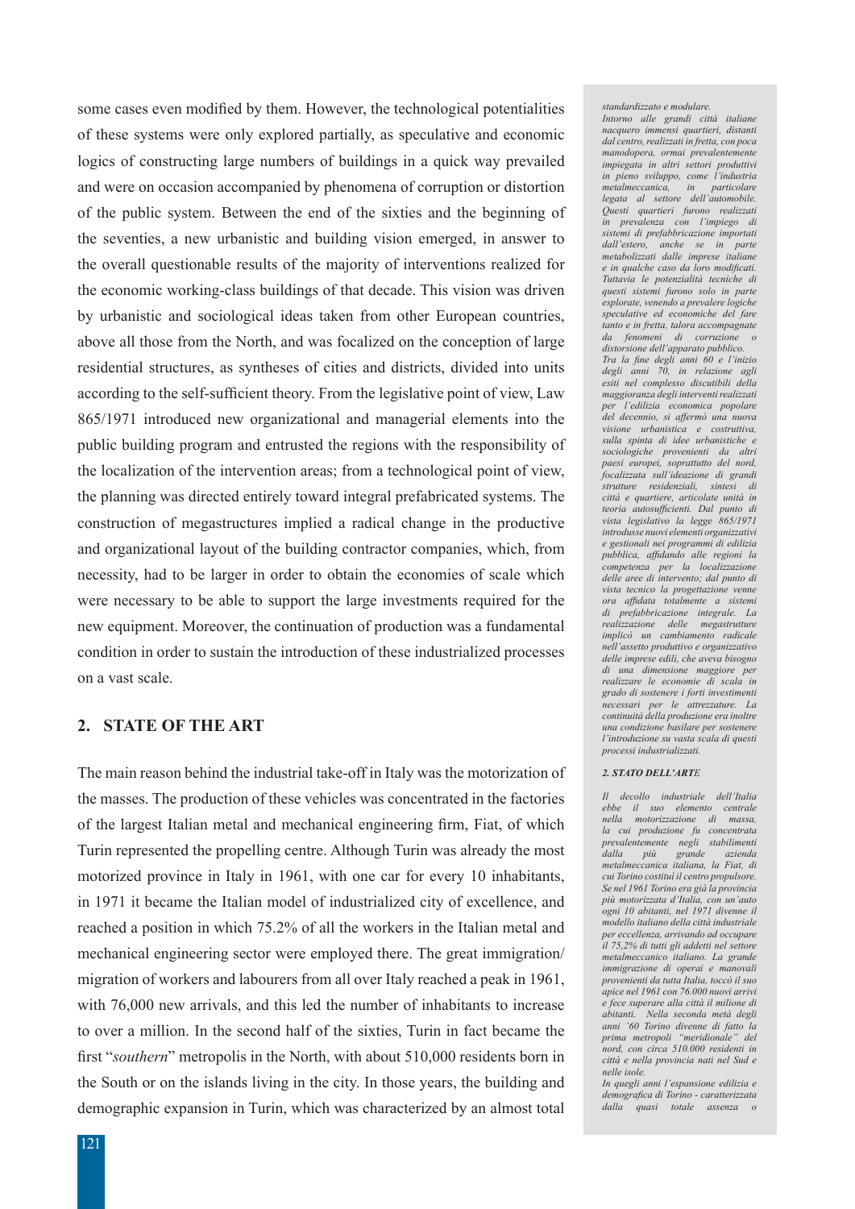some cases even modified by them. However, the technological potentialities of these systems were only explored partially, as speculative and economic logics of constructing large numbers of buildings in a quick way prevailed and were on occasion accompanied by phenomena of corruption or distortion of the public system. Between the end of the sixties and the beginning of the seventies, a new urbanistic and building vision emerged, in answer to the overall questionable results of the majority of interventions realized for the economic working-class buildings of that decade. This vision was driven by urbanistic and sociological ideas taken from other European countries, above all those from the North, and was focalized on the conception of large residential structures, as syntheses of cities and districts, divided into units according to the self-sufficient theory. From the legislative point of view, Law 865/1971 introduced new organizational and managerial elements into the public building program and entrusted the regions with the responsibility of the localization of the intervention areas; from a technological point of view, the planning was directed entirely toward integral prefabricated systems. The construction of megastructures implied a radical change in the productive and organizational layout of the building contractor companies, which, from necessity, had to be larger in order to obtain the economies of scale which were necessary to be able to support the large investments required for the new equipment. Moreover, the continuation of production was a fundamental condition in order to sustain the introduction of these industrialized processes on a vast scale.

## 2. STATE OF THE ART

The main reason behind the industrial take-off in Italy was the motorization of the masses. The production of these vehicles was concentrated in the factories of the largest Italian metal and mechanical engineering firm, Fiat, of which Turin represented the propelling centre. Although Turin was already the most motorized province in Italy in 1961, with one car for every 10 inhabitants, in 1971 it became the Italian model of industrialized city of excellence, and reached a position in which 75.2% of all the workers in the Italian metal and mechanical engineering sector were employed there. The great immigration/migration of workers and labourers from all over Italy reached a peak in 1961, with 76,000 new arrivals, and this led the number of inhabitants to increase to over a million. In the second half of the sixties, Turin in fact became the first "*southern*" metropolis in the North, with about 510,000 residents born in the South or on the islands living in the city. In those years, the building and demographic expansion in Turin, which was characterized by an almost total

*standardizzato e modulare.*
*Intorno alle grandi città italiane nacquero immensi quartieri, distanti dal centro, realizzati in fretta, con poca manodopera, ormai prevalentemente impiegata in altri settori produttivi in pieno sviluppo, come l'industria metalmeccanica, in particolare legata al settore dell'automobile. Questi quartieri furono realizzati in prevalenza con l'impiego di sistemi di prefabbricazione importati dall'estero, anche se in parte metabolizzati dalle imprese italiane e in qualche caso da loro modificati. Tuttavia le potenzialità tecniche di questi sistemi furono solo in parte esplorate, venendo a prevalere logiche speculative ed economiche del fare tanto e in fretta, talora accompagnate da fenomeni di corruzione o distorsione dell'apparato pubblico.*
*Tra la fine degli anni 60 e l'inizio degli anni 70, in relazione agli esiti nel complesso discutibili della maggioranza degli interventi realizzati per l'edilizia economica popolare del decennio, si affermò una nuova visione urbanistica e costruttiva, sulla spinta di idee urbanistiche e sociologiche provenienti da altri paesi europei, soprattutto del nord, focalizzata sull'ideazione di grandi strutture residenziali, sintesi di città e quartiere, articolate unità in teoria autosufficienti. Dal punto di vista legislativo la legge 865/1971 introdusse nuovi elementi organizzativi e gestionali nei programmi di edilizia pubblica, affidando alle regioni la competenza per la localizzazione delle aree di intervento; dal punto di vista tecnico la progettazione venne ora affidata totalmente a sistemi di prefabbricazione integrale. La realizzazione delle megastrutture implicò un cambiamento radicale nell'assetto produttivo e organizzativo delle imprese edili, che aveva bisogno di una dimensione maggiore per realizzare le economie di scala in grado di sostenere i forti investimenti necessari per le attrezzature. La continuità della produzione era inoltre una condizione basilare per sostenere l'introduzione su vasta scala di questi processi industrializzati.*

***2. STATO DELL'ARTE***

*Il decollo industriale dell'Italia ebbe il suo elemento centrale nella motorizzazione di massa, la cui produzione fu concentrata prevalentemente negli stabilimenti dalla più grande azienda metalmeccanica italiana, la Fiat, di cui Torino costituì il centro propulsore. Se nel 1961 Torino era già la provincia più motorizzata d'Italia, con un'auto ogni 10 abitanti, nel 1971 divenne il modello italiano della città industriale per eccellenza, arrivando ad occupare il 75,2% di tutti gli addetti nel settore metalmeccanico italiano. La grande immigrazione di operai e manovali provenienti da tutta Italia, toccò il suo apice nel 1961 con 76.000 nuovi arrivi e fece superare alla città il milione di abitanti. Nella seconda metà degli anni '60 Torino divenne di fatto la prima metropoli "meridionale" del nord, con circa 510.000 residenti in città e nella provincia nati nel Sud e nelle isole.*
*In quegli anni l'espansione edilizia e demografica di Torino - caratterizzata dalla quasi totale assenza o*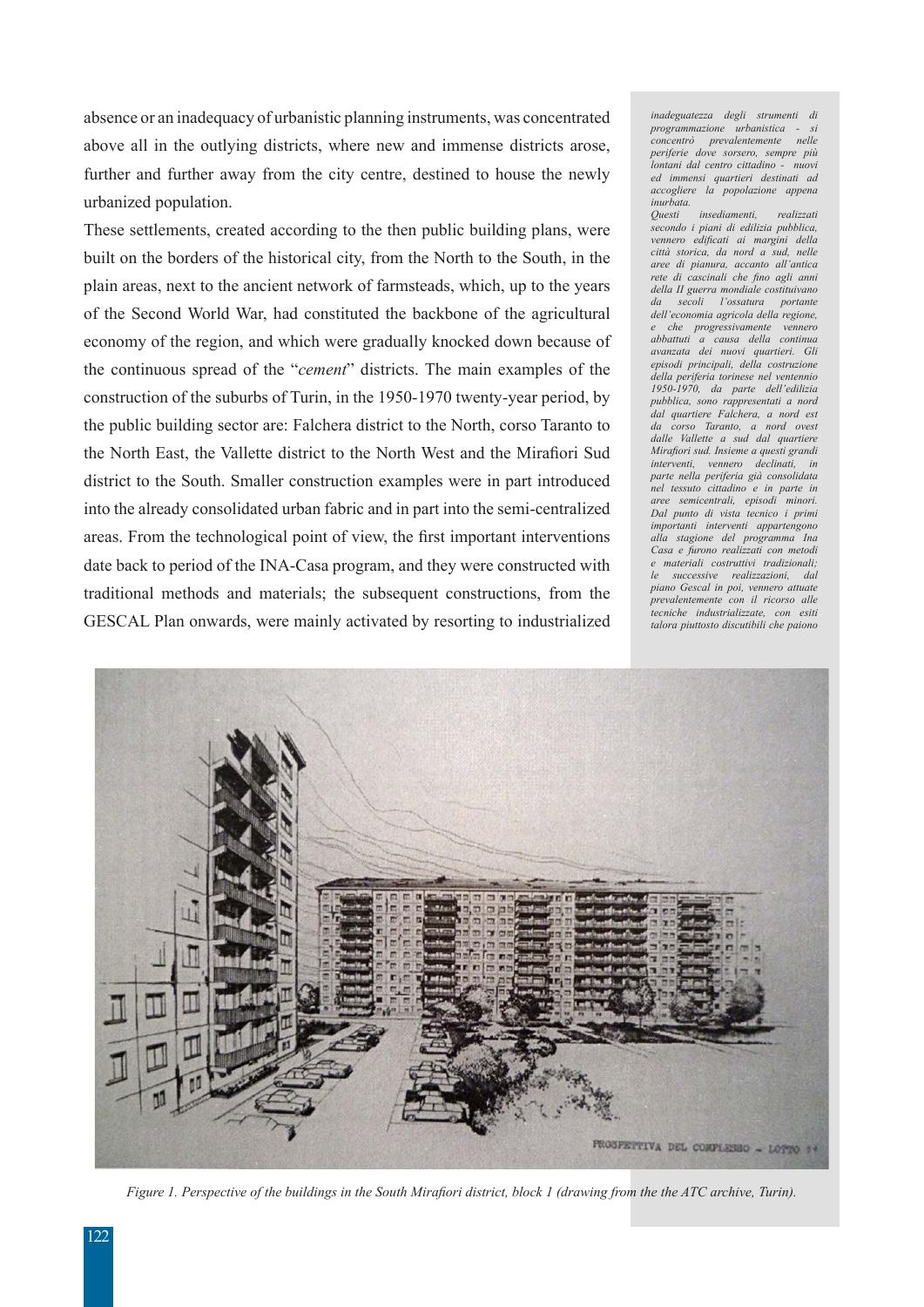absence or an inadequacy of urbanistic planning instruments, was concentrated above all in the outlying districts, where new and immense districts arose, further and further away from the city centre, destined to house the newly urbanized population.

These settlements, created according to the then public building plans, were built on the borders of the historical city, from the North to the South, in the plain areas, next to the ancient network of farmsteads, which, up to the years of the Second World War, had constituted the backbone of the agricultural economy of the region, and which were gradually knocked down because of the continuous spread of the "*cement*" districts. The main examples of the construction of the suburbs of Turin, in the 1950-1970 twenty-year period, by the public building sector are: Falchera district to the North, corso Taranto to the North East, the Vallette district to the North West and the Mirafiori Sud district to the South. Smaller construction examples were in part introduced into the already consolidated urban fabric and in part into the semi-centralized areas. From the technological point of view, the first important interventions date back to period of the INA-Casa program, and they were constructed with traditional methods and materials; the subsequent constructions, from the GESCAL Plan onwards, were mainly activated by resorting to industrialized

*inadeguatezza degli strumenti di programmazione urbanistica - si concentrò prevalentemente nelle periferie dove sorsero, sempre più lontani dal centro cittadino - nuovi ed immensi quartieri destinati ad accogliere la popolazione appena inurbata.*

*Questi insediamenti, realizzati secondo i piani di edilizia pubblica, vennero edificati ai margini della città storica, da nord a sud, nelle aree di pianura, accanto all'antica rete di cascinali che fino agli anni della II guerra mondiale costituivano da secoli l'ossatura portante dell'economia agricola della regione, e che progressivamente vennero abbattuti a causa della continua avanzata dei nuovi quartieri. Gli episodi principali, della costruzione della periferia torinese nel ventennio 1950-1970, da parte dell'edilizia pubblica, sono rappresentati a nord dal quartiere Falchera, a nord est da corso Taranto, a nord ovest dalle Vallette a sud dal quartiere Mirafiori sud. Insieme a questi grandi interventi, vennero declinati, in parte nella periferia già consolidata nel tessuto cittadino e in parte in aree semicentrali, episodi minori. Dal punto di vista tecnico i primi importanti interventi appartengono alla stagione del programma Ina Casa e furono realizzati con metodi e materiali costruttivi tradizionali; le successive realizzazioni, dal piano Gescal in poi, vennero attuate prevalentemente con il ricorso alle tecniche industrializzate, con esiti talora piuttosto discutibili che paiono*

*Figure 1. Perspective of the buildings in the South Mirafiori district, block 1 (drawing from the the ATC archive, Turin).*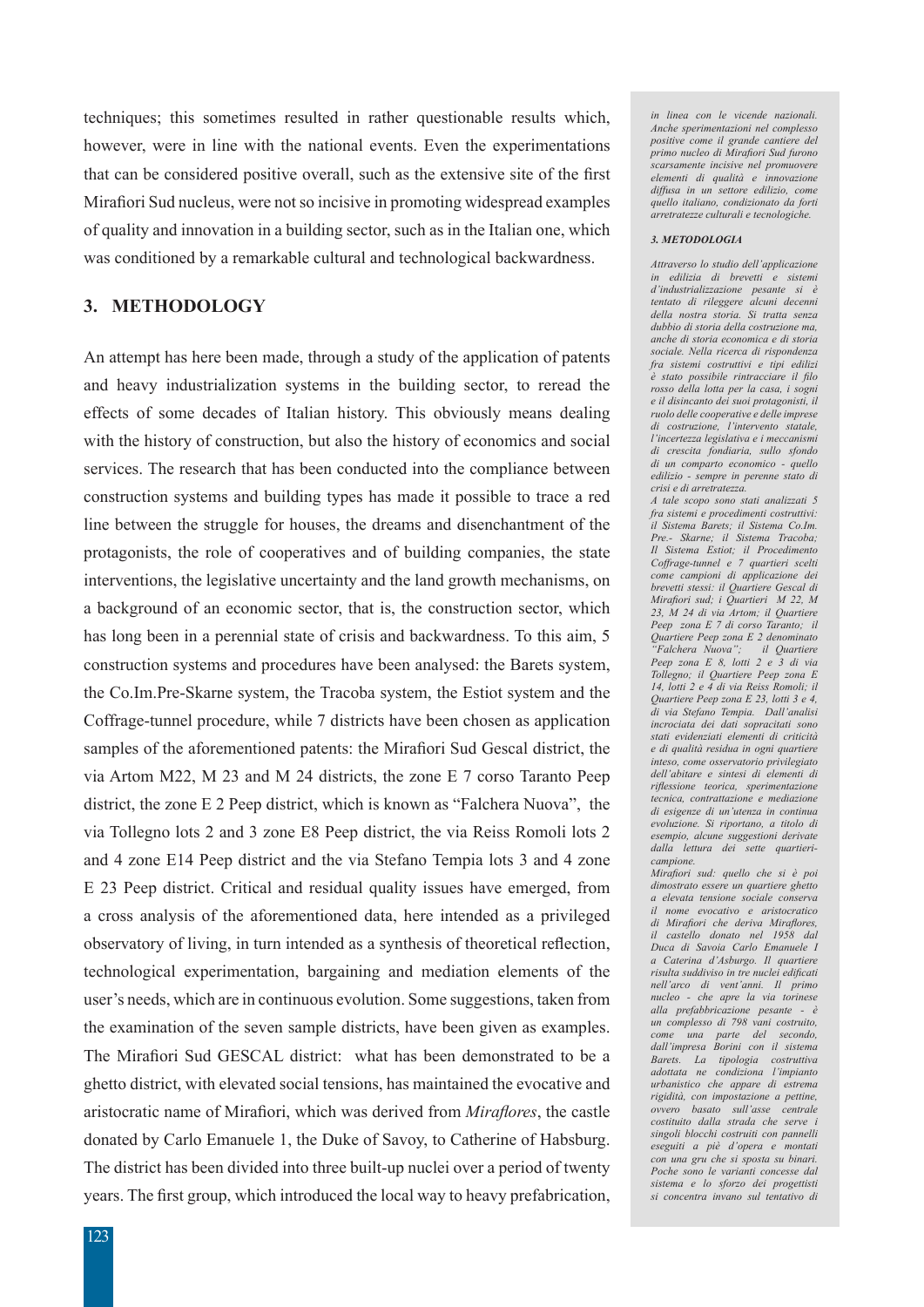techniques; this sometimes resulted in rather questionable results which, however, were in line with the national events. Even the experimentations that can be considered positive overall, such as the extensive site of the first Mirafiori Sud nucleus, were not so incisive in promoting widespread examples of quality and innovation in a building sector, such as in the Italian one, which was conditioned by a remarkable cultural and technological backwardness.

## 3. METHODOLOGY

An attempt has here been made, through a study of the application of patents and heavy industrialization systems in the building sector, to reread the effects of some decades of Italian history. This obviously means dealing with the history of construction, but also the history of economics and social services. The research that has been conducted into the compliance between construction systems and building types has made it possible to trace a red line between the struggle for houses, the dreams and disenchantment of the protagonists, the role of cooperatives and of building companies, the state interventions, the legislative uncertainty and the land growth mechanisms, on a background of an economic sector, that is, the construction sector, which has long been in a perennial state of crisis and backwardness. To this aim, 5 construction systems and procedures have been analysed: the Barets system, the Co.Im.Pre-Skarne system, the Tracoba system, the Estiot system and the Coffrage-tunnel procedure, while 7 districts have been chosen as application samples of the aforementioned patents: the Mirafiori Sud Gescal district, the via Artom M22, M 23 and M 24 districts, the zone E 7 corso Taranto Peep district, the zone E 2 Peep district, which is known as "Falchera Nuova", the via Tollegno lots 2 and 3 zone E8 Peep district, the via Reiss Romoli lots 2 and 4 zone E14 Peep district and the via Stefano Tempia lots 3 and 4 zone E 23 Peep district. Critical and residual quality issues have emerged, from a cross analysis of the aforementioned data, here intended as a privileged observatory of living, in turn intended as a synthesis of theoretical reflection, technological experimentation, bargaining and mediation elements of the user's needs, which are in continuous evolution. Some suggestions, taken from the examination of the seven sample districts, have been given as examples. The Mirafiori Sud GESCAL district: what has been demonstrated to be a ghetto district, with elevated social tensions, has maintained the evocative and aristocratic name of Mirafiori, which was derived from *Miraflores*, the castle donated by Carlo Emanuele 1, the Duke of Savoy, to Catherine of Habsburg. The district has been divided into three built-up nuclei over a period of twenty years. The first group, which introduced the local way to heavy prefabrication,

*in linea con le vicende nazionali. Anche sperimentazioni nel complesso positive come il grande cantiere del primo nucleo di Mirafiori Sud furono scarsamente incisive nel promuovere elementi di qualità e innovazione diffusa in un settore edilizio, come quello italiano, condizionato da forti arretratezze culturali e tecnologiche.*

***3. METODOLOGIA***

*Attraverso lo studio dell'applicazione in edilizia di brevetti e sistemi d'industrializzazione pesante si è tentato di rileggere alcuni decenni della nostra storia. Si tratta senza dubbio di storia della costruzione ma, anche di storia economica e di storia sociale. Nella ricerca di rispondenza fra sistemi costruttivi e tipi edilizi è stato possibile rintracciare il filo rosso della lotta per la casa, i sogni e il disincanto dei suoi protagonisti, il ruolo delle cooperative e delle imprese di costruzione, l'intervento statale, l'incertezza legislativa e i meccanismi di crescita fondiaria, sullo sfondo di un comparto economico - quello edilizio - sempre in perenne stato di crisi e di arretratezza.*
*A tale scopo sono stati analizzati 5 fra sistemi e procedimenti costruttivi: il Sistema Barets; il Sistema Co.Im. Pre.- Skarne; il Sistema Tracoba; Il Sistema Estiot; il Procedimento Coffrage-tunnel e 7 quartieri scelti come campioni di applicazione dei brevetti stessi: il Quartiere Gescal di Mirafiori sud; i Quartieri M 22, M 23, M 24 di via Artom; il Quartiere Peep zona E 7 di corso Taranto; il Quartiere Peep zona E 2 denominato "Falchera Nuova"; il Quartiere Peep zona E 8, lotti 2 e 3 di via Tollegno; il Quartiere Peep zona E 14, lotti 2 e 4 di via Reiss Romoli; il Quartiere Peep zona E 23, lotti 3 e 4, di via Stefano Tempia. Dall'analisi incrociata dei dati sopracitati sono stati evidenziati elementi di criticità e di qualità residua in ogni quartiere inteso, come osservatorio privilegiato dell'abitare e sintesi di elementi di riflessione teorica, sperimentazione tecnica, contrattazione e mediazione di esigenze di un'utenza in continua evoluzione. Si riportano, a titolo di esempio, alcune suggestioni derivate dalla lettura dei sette quartieri-campione.*
*Mirafiori sud: quello che si è poi dimostrato essere un quartiere ghetto a elevata tensione sociale conserva il nome evocativo e aristocratico di Mirafiori che deriva Miraflores, il castello donato nel 1958 dal Duca di Savoia Carlo Emanuele I a Caterina d'Asburgo. Il quartiere risulta suddiviso in tre nuclei edificati nell'arco di vent'anni. Il primo nucleo - che apre la via torinese alla prefabbricazione pesante - è un complesso di 798 vani costruito, come una parte del secondo, dall'impresa Borini con il sistema Barets. La tipologia costruttiva adottata ne condiziona l'impianto urbanistico che appare di estrema rigidità, con impostazione a pettine, ovvero basato sull'asse centrale costituito dalla strada che serve i singoli blocchi costruiti con pannelli eseguiti a piè d'opera e montati con una gru che si sposta su binari. Poche sono le varianti concesse dal sistema e lo sforzo dei progettisti si concentra invano sul tentativo di*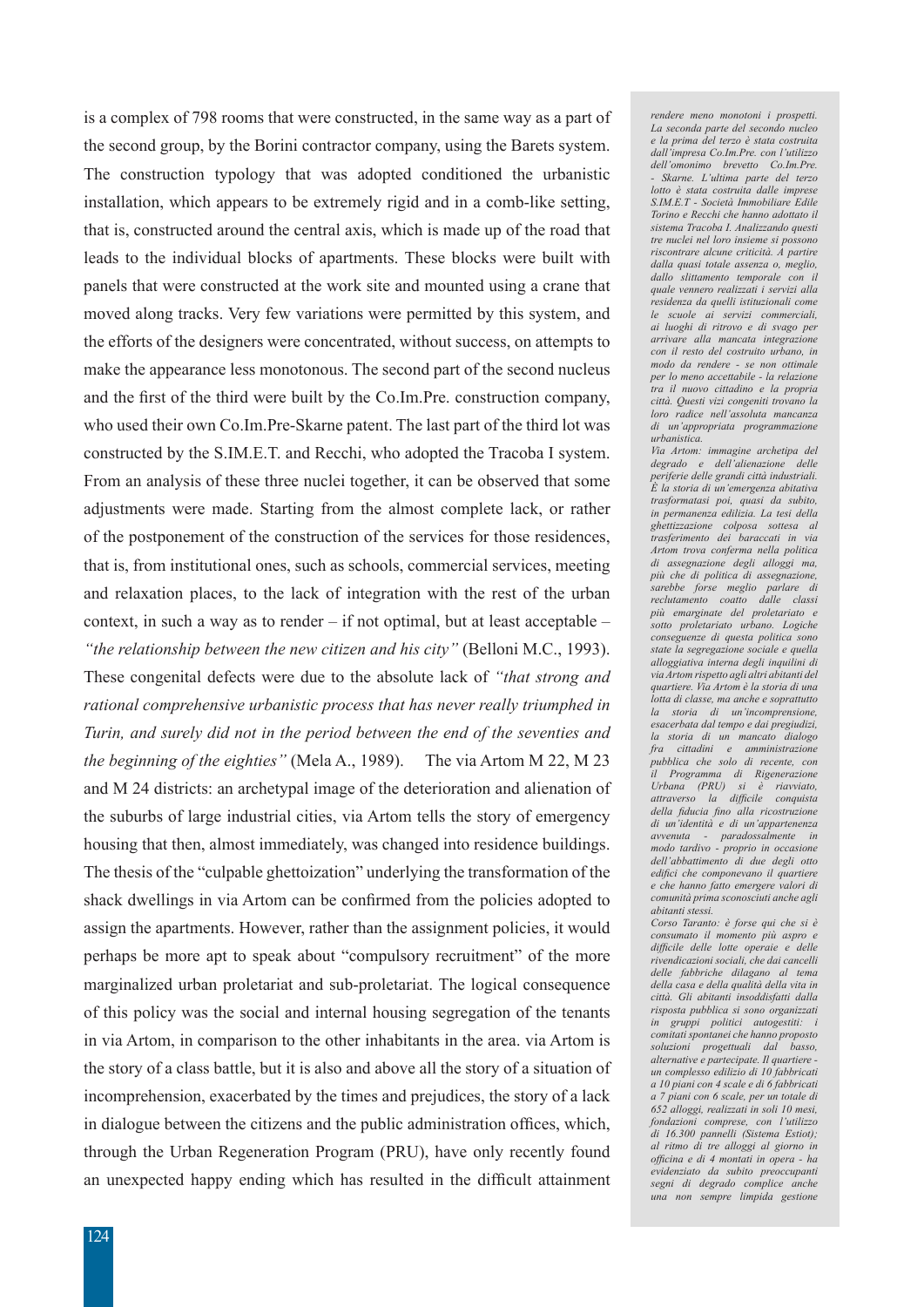is a complex of 798 rooms that were constructed, in the same way as a part of the second group, by the Borini contractor company, using the Barets system. The construction typology that was adopted conditioned the urbanistic installation, which appears to be extremely rigid and in a comb-like setting, that is, constructed around the central axis, which is made up of the road that leads to the individual blocks of apartments. These blocks were built with panels that were constructed at the work site and mounted using a crane that moved along tracks. Very few variations were permitted by this system, and the efforts of the designers were concentrated, without success, on attempts to make the appearance less monotonous. The second part of the second nucleus and the first of the third were built by the Co.Im.Pre. construction company, who used their own Co.Im.Pre-Skarne patent. The last part of the third lot was constructed by the S.IM.E.T. and Recchi, who adopted the Tracoba I system. From an analysis of these three nuclei together, it can be observed that some adjustments were made. Starting from the almost complete lack, or rather of the postponement of the construction of the services for those residences, that is, from institutional ones, such as schools, commercial services, meeting and relaxation places, to the lack of integration with the rest of the urban context, in such a way as to render – if not optimal, but at least acceptable – *"the relationship between the new citizen and his city"* (Belloni M.C., 1993). These congenital defects were due to the absolute lack of *"that strong and rational comprehensive urbanistic process that has never really triumphed in Turin, and surely did not in the period between the end of the seventies and the beginning of the eighties"* (Mela A., 1989). The via Artom M 22, M 23 and M 24 districts: an archetypal image of the deterioration and alienation of the suburbs of large industrial cities, via Artom tells the story of emergency housing that then, almost immediately, was changed into residence buildings. The thesis of the "culpable ghettoization" underlying the transformation of the shack dwellings in via Artom can be confirmed from the policies adopted to assign the apartments. However, rather than the assignment policies, it would perhaps be more apt to speak about "compulsory recruitment" of the more marginalized urban proletariat and sub-proletariat. The logical consequence of this policy was the social and internal housing segregation of the tenants in via Artom, in comparison to the other inhabitants in the area. via Artom is the story of a class battle, but it is also and above all the story of a situation of incomprehension, exacerbated by the times and prejudices, the story of a lack in dialogue between the citizens and the public administration offices, which, through the Urban Regeneration Program (PRU), have only recently found an unexpected happy ending which has resulted in the difficult attainment

*rendere meno monotoni i prospetti. La seconda parte del secondo nucleo e la prima del terzo è stata costruita dall'impresa Co.Im.Pre. con l'utilizzo dell'omonimo brevetto Co.Im.Pre. - Skarne. L'ultima parte del terzo lotto è stata costruita dalle imprese S.IM.E.T - Società Immobiliare Edile Torino e Recchi che hanno adottato il sistema Tracoba I. Analizzando questi tre nuclei nel loro insieme si possono riscontrare alcune criticità. A partire dalla quasi totale assenza o, meglio, dallo slittamento temporale con il quale vennero realizzati i servizi alla residenza da quelli istituzionali come le scuole ai servizi commerciali, ai luoghi di ritrovo e di svago per arrivare alla mancata integrazione con il resto del costruito urbano, in modo da rendere - se non ottimale per lo meno accettabile - la relazione tra il nuovo cittadino e la propria città. Questi vizi congeniti trovano la loro radice nell'assoluta mancanza di un'appropriata programmazione urbanistica.*

*Via Artom: immagine archetipa del degrado e dell'alienazione delle periferie delle grandi città industriali. È la storia di un'emergenza abitativa trasformatasi poi, quasi da subito, in permanenza edilizia. La tesi della ghettizzazione colposa sottesa al trasferimento dei baraccati in via Artom trova conferma nella politica di assegnazione degli alloggi ma, più che di politica di assegnazione, sarebbe forse meglio parlare di reclutamento coatto dalle classi più emarginate del proletariato e sotto proletariato urbano. Logiche conseguenze di questa politica sono state la segregazione sociale e quella alloggiativa interna degli inquilini di via Artom rispetto agli altri abitanti del quartiere. Via Artom è la storia di una lotta di classe, ma anche e soprattutto la storia di un'incomprensione, esacerbata dal tempo e dai pregiudizi, la storia di un mancato dialogo fra cittadini e amministrazione pubblica che solo di recente, con il Programma di Rigenerazione Urbana (PRU) si è riavviato, attraverso la difficile conquista della fiducia fino alla ricostruzione di un'identità e di un'appartenenza avvenuta - paradossalmente in modo tardivo - proprio in occasione dell'abbattimento di due degli otto edifici che componevano il quartiere e che hanno fatto emergere valori di comunità prima sconosciuti anche agli abitanti stessi.*

*Corso Taranto: è forse qui che si è consumato il momento più aspro e difficile delle lotte operaie e delle rivendicazioni sociali, che dai cancelli delle fabbriche dilagano al tema della casa e della qualità della vita in città. Gli abitanti insoddisfatti dalla risposta pubblica si sono organizzati in gruppi politici autogestiti: i comitati spontanei che hanno proposto soluzioni progettuali dal basso, alternative e partecipate. Il quartiere - un complesso edilizio di 10 fabbricati a 10 piani con 4 scale e di 6 fabbricati a 7 piani con 6 scale, per un totale di 652 alloggi, realizzati in soli 10 mesi, fondazioni comprese, con l'utilizzo di 16.300 pannelli (Sistema Estiot); al ritmo di tre alloggi al giorno in officina e di 4 montati in opera - ha evidenziato da subito preoccupanti segni di degrado complice anche una non sempre limpida gestione*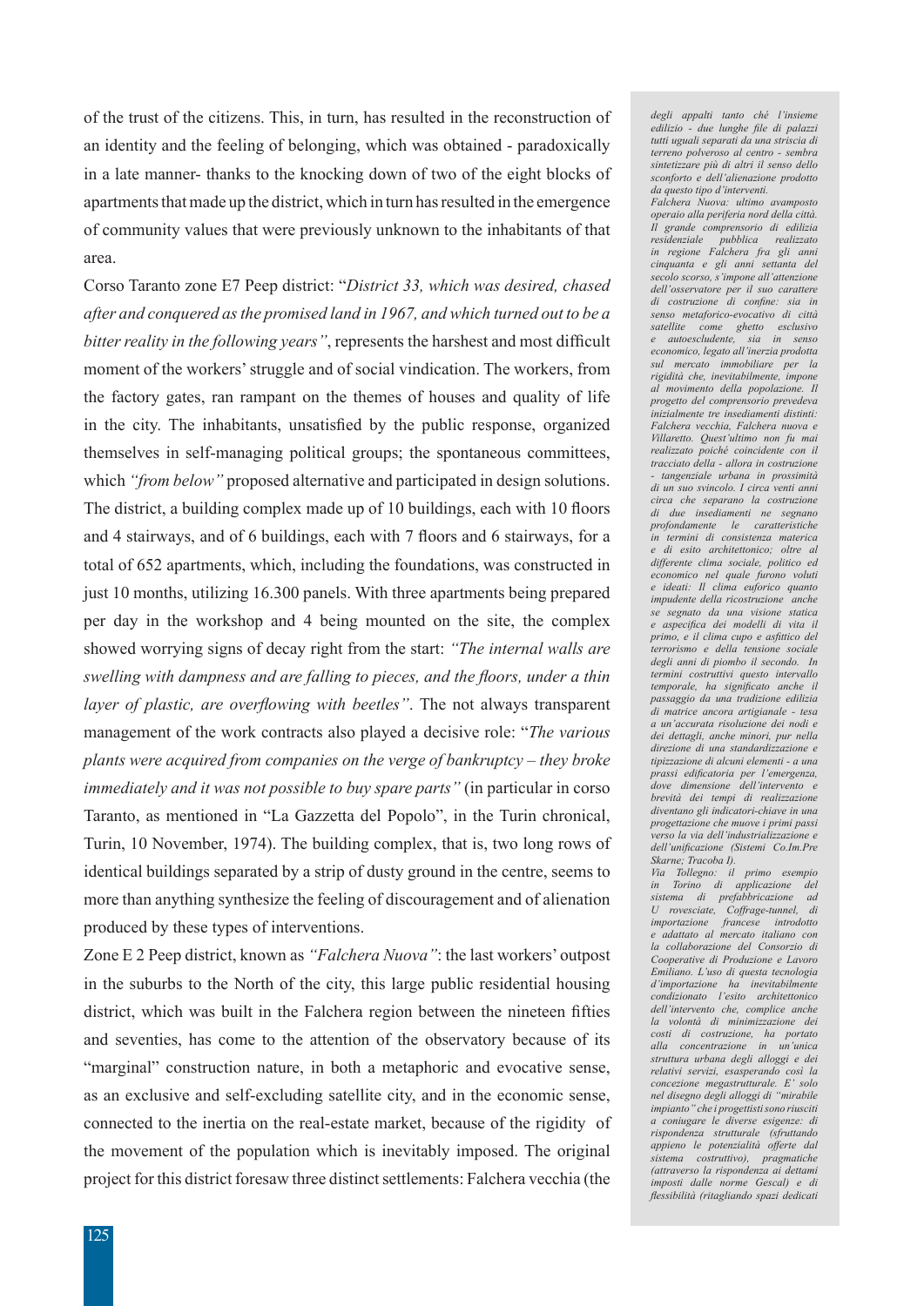of the trust of the citizens. This, in turn, has resulted in the reconstruction of an identity and the feeling of belonging, which was obtained - paradoxically in a late manner- thanks to the knocking down of two of the eight blocks of apartments that made up the district, which in turn has resulted in the emergence of community values that were previously unknown to the inhabitants of that area.

Corso Taranto zone E7 Peep district: "*District 33, which was desired, chased after and conquered as the promised land in 1967, and which turned out to be a bitter reality in the following years"*, represents the harshest and most difficult moment of the workers' struggle and of social vindication. The workers, from the factory gates, ran rampant on the themes of houses and quality of life in the city. The inhabitants, unsatisfied by the public response, organized themselves in self-managing political groups; the spontaneous committees, which *"from below"* proposed alternative and participated in design solutions. The district, a building complex made up of 10 buildings, each with 10 floors and 4 stairways, and of 6 buildings, each with 7 floors and 6 stairways, for a total of 652 apartments, which, including the foundations, was constructed in just 10 months, utilizing 16.300 panels. With three apartments being prepared per day in the workshop and 4 being mounted on the site, the complex showed worrying signs of decay right from the start: *"The internal walls are swelling with dampness and are falling to pieces, and the floors, under a thin layer of plastic, are overflowing with beetles"*. The not always transparent management of the work contracts also played a decisive role: "*The various plants were acquired from companies on the verge of bankruptcy – they broke immediately and it was not possible to buy spare parts"* (in particular in corso Taranto, as mentioned in "La Gazzetta del Popolo", in the Turin chronical, Turin, 10 November, 1974). The building complex, that is, two long rows of identical buildings separated by a strip of dusty ground in the centre, seems to more than anything synthesize the feeling of discouragement and of alienation produced by these types of interventions.

Zone E 2 Peep district, known as *"Falchera Nuova"*: the last workers' outpost in the suburbs to the North of the city, this large public residential housing district, which was built in the Falchera region between the nineteen fifties and seventies, has come to the attention of the observatory because of its "marginal" construction nature, in both a metaphoric and evocative sense, as an exclusive and self-excluding satellite city, and in the economic sense, connected to the inertia on the real-estate market, because of the rigidity of the movement of the population which is inevitably imposed. The original project for this district foresaw three distinct settlements: Falchera vecchia (the

*degli appalti tanto chè l'insieme edilizio - due lunghe file di palazzi tutti uguali separati da una striscia di terreno polveroso al centro - sembra sintetizzare più di altri il senso dello sconforto e dell'alienazione prodotto da questo tipo d'interventi.*

*Falchera Nuova: ultimo avamposto operaio alla periferia nord della città. Il grande comprensorio di edilizia residenziale pubblica realizzato in regione Falchera fra gli anni cinquanta e gli anni settanta del secolo scorso, s'impone all'attenzione dell'osservatore per il suo carattere di costruzione di confine: sia in senso metaforico-evocativo di città satellite come ghetto esclusivo e autoescludente, sia in senso economico, legato all'inerzia prodotta sul mercato immobiliare per la rigidità che, inevitabilmente, impone al movimento della popolazione. Il progetto del comprensorio prevedeva inizialmente tre insediamenti distinti: Falchera vecchia, Falchera nuova e Villaretto. Quest'ultimo non fu mai realizzato poiché coincidente con il tracciato della - allora in costruzione - tangenziale urbana in prossimità di un suo svincolo. I circa venti anni circa che separano la costruzione di due insediamenti ne segnano profondamente le caratteristiche in termini di consistenza materica e di esito architettonico; oltre al differente clima sociale, politico ed economico nel quale furono voluti e ideati: Il clima euforico quanto impudente della ricostruzione anche se segnato da una visione statica e aspecifica dei modelli di vita il primo, e il clima cupo e asfittico del terrorismo e della tensione sociale degli anni di piombo il secondo. In termini costruttivi questo intervallo temporale, ha significato anche il passaggio da una tradizione edilizia di matrice ancora artigianale - tesa a un'accurata risoluzione dei nodi e dei dettagli, anche minori, pur nella direzione di una standardizzazione e tipizzazione di alcuni elementi - a una prassi edificatoria per l'emergenza, dove dimensione dell'intervento e brevità dei tempi di realizzazione diventano gli indicatori-chiave in una progettazione che muove i primi passi verso la via dell'industrializzazione e dell'unificazione (Sistemi Co.Im.Pre Skarne; Tracoba I).*

*Via Tollegno: il primo esempio in Torino di applicazione del sistema di prefabbricazione ad U rovesciate, Coffrage-tunnel, di importazione francese introdotto e adattato al mercato italiano con la collaborazione del Consorzio di Cooperative di Produzione e Lavoro Emiliano. L'uso di questa tecnologia d'importazione ha inevitabilmente condizionato l'esito architettonico dell'intervento che, complice anche la volontà di minimizzazione dei costi di costruzione, ha portato alla concentrazione in un'unica struttura urbana degli alloggi e dei relativi servizi, esasperando così la concezione megastrutturale. E' solo nel disegno degli alloggi di "mirabile impianto" che i progettisti sono riusciti a coniugare le diverse esigenze: di rispondenza strutturale (sfruttando appieno le potenzialità offerte dal sistema costruttivo), pragmatiche (attraverso la rispondenza ai dettami imposti dalle norme Gescal) e di flessibilità (ritagliando spazi dedicati*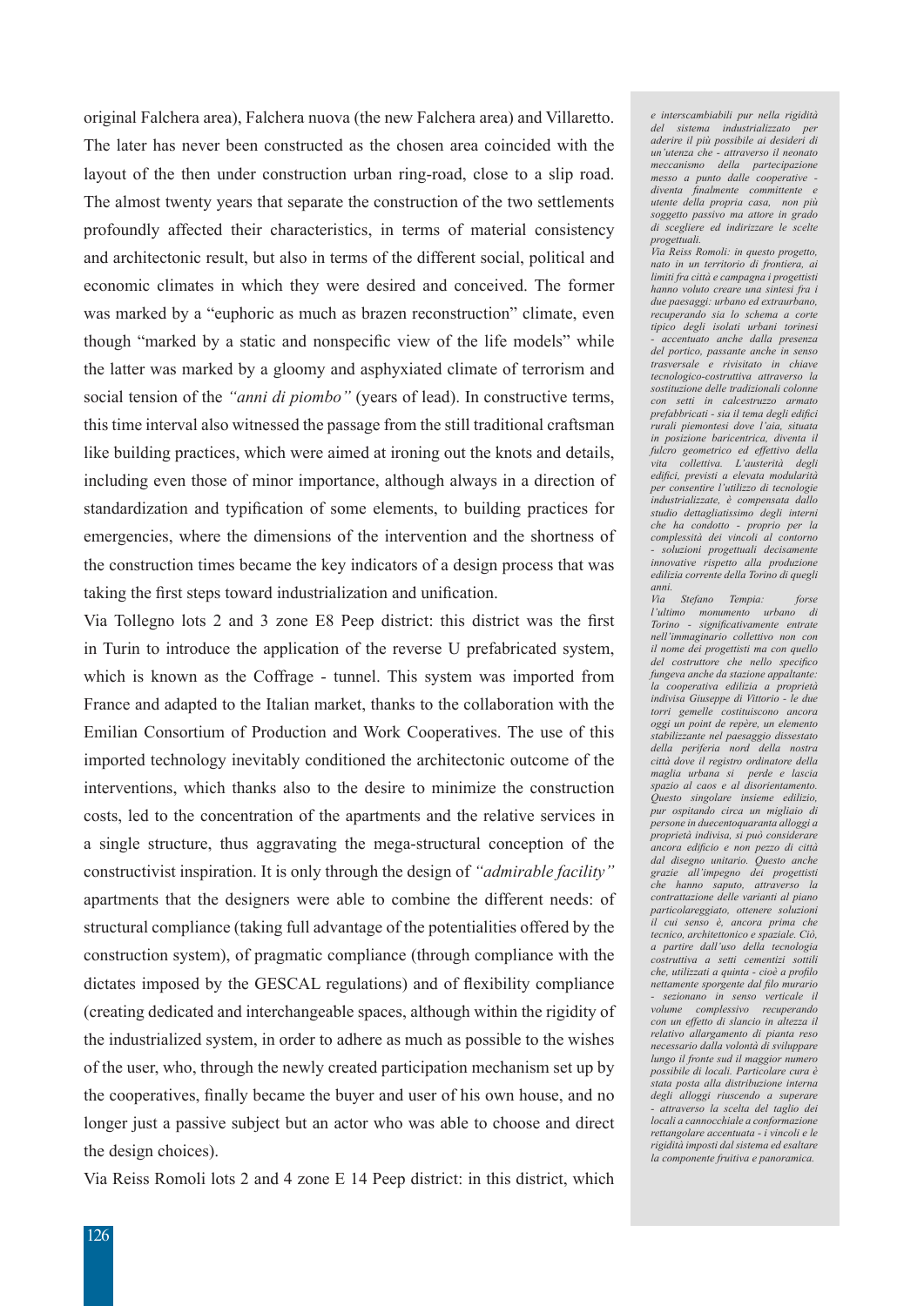original Falchera area), Falchera nuova (the new Falchera area) and Villaretto. The later has never been constructed as the chosen area coincided with the layout of the then under construction urban ring-road, close to a slip road. The almost twenty years that separate the construction of the two settlements profoundly affected their characteristics, in terms of material consistency and architectonic result, but also in terms of the different social, political and economic climates in which they were desired and conceived. The former was marked by a "euphoric as much as brazen reconstruction" climate, even though "marked by a static and nonspecific view of the life models" while the latter was marked by a gloomy and asphyxiated climate of terrorism and social tension of the *"anni di piombo"* (years of lead). In constructive terms, this time interval also witnessed the passage from the still traditional craftsman like building practices, which were aimed at ironing out the knots and details, including even those of minor importance, although always in a direction of standardization and typification of some elements, to building practices for emergencies, where the dimensions of the intervention and the shortness of the construction times became the key indicators of a design process that was taking the first steps toward industrialization and unification.

Via Tollegno lots 2 and 3 zone E8 Peep district: this district was the first in Turin to introduce the application of the reverse U prefabricated system, which is known as the Coffrage - tunnel. This system was imported from France and adapted to the Italian market, thanks to the collaboration with the Emilian Consortium of Production and Work Cooperatives. The use of this imported technology inevitably conditioned the architectonic outcome of the interventions, which thanks also to the desire to minimize the construction costs, led to the concentration of the apartments and the relative services in a single structure, thus aggravating the mega-structural conception of the constructivist inspiration. It is only through the design of *"admirable facility"* apartments that the designers were able to combine the different needs: of structural compliance (taking full advantage of the potentialities offered by the construction system), of pragmatic compliance (through compliance with the dictates imposed by the GESCAL regulations) and of flexibility compliance (creating dedicated and interchangeable spaces, although within the rigidity of the industrialized system, in order to adhere as much as possible to the wishes of the user, who, through the newly created participation mechanism set up by the cooperatives, finally became the buyer and user of his own house, and no longer just a passive subject but an actor who was able to choose and direct the design choices).

Via Reiss Romoli lots 2 and 4 zone E 14 Peep district: in this district, which

*e interscambiabili pur nella rigidità del sistema industrializzato per aderire il più possibile ai desideri di un'utenza che - attraverso il neonato meccanismo della partecipazione messo a punto dalle cooperative - diventa finalmente committente e utente della propria casa, non più soggetto passivo ma attore in grado di scegliere ed indirizzare le scelte progettuali.*

*Via Reiss Romoli: in questo progetto, nato in un territorio di frontiera, ai limiti fra città e campagna i progettisti hanno voluto creare una sintesi fra i due paesaggi: urbano ed extraurbano, recuperando sia lo schema a corte tipico degli isolati urbani torinesi - accentuato anche dalla presenza del portico, passante anche in senso trasversale e rivisitato in chiave tecnologico-costruttiva attraverso la sostituzione delle tradizionali colonne con setti in calcestruzzo armato prefabbricati - sia il tema degli edifici rurali piemontesi dove l'aia, situata in posizione baricentrica, diventa il fulcro geometrico ed effettivo della vita collettiva. L'austerità degli edifici, previsti a elevata modularità per consentire l'utilizzo di tecnologie industrializzate, è compensata dallo studio dettagliatissimo degli interni che ha condotto - proprio per la complessità dei vincoli al contorno - soluzioni progettuali decisamente innovative rispetto alla produzione edilizia corrente della Torino di quegli anni.*

*Via Stefano Tempia: forse l'ultimo monumento urbano di Torino - significativamente entrate nell'immaginario collettivo non con il nome dei progettisti ma con quello del costruttore che nello specifico fungeva anche da stazione appaltante: la cooperativa edilizia a proprietà indivisa Giuseppe di Vittorio - le due torri gemelle costituiscono ancora oggi un point de repère, un elemento stabilizzante nel paesaggio dissestato della periferia nord della nostra città dove il registro ordinatore della maglia urbana si perde e lascia spazio al caos e al disorientamento. Questo singolare insieme edilizio, pur ospitando circa un migliaio di persone in duecentoquaranta alloggi a proprietà indivisa, si può considerare ancora edificio e non pezzo di città dal disegno unitario. Questo anche grazie all'impegno dei progettisti che hanno saputo, attraverso la contrattazione delle varianti al piano particolareggiato, ottenere soluzioni il cui senso è, ancora prima che tecnico, architettonico e spaziale. Ciò, a partire dall'uso della tecnologia costruttiva a setti cementizi sottili che, utilizzati a quinta - cioè a profilo nettamente sporgente dal filo murario - sezionano in senso verticale il volume complessivo recuperando con un effetto di slancio in altezza il relativo allargamento di pianta reso necessario dalla volontà di sviluppare lungo il fronte sud il maggior numero possibile di locali. Particolare cura è stata posta alla distribuzione interna degli alloggi riuscendo a superare - attraverso la scelta del taglio dei locali a cannocchiale a conformazione rettangolare accentuata - i vincoli e le rigidità imposti dal sistema ed esaltare la componente fruitiva e panoramica.*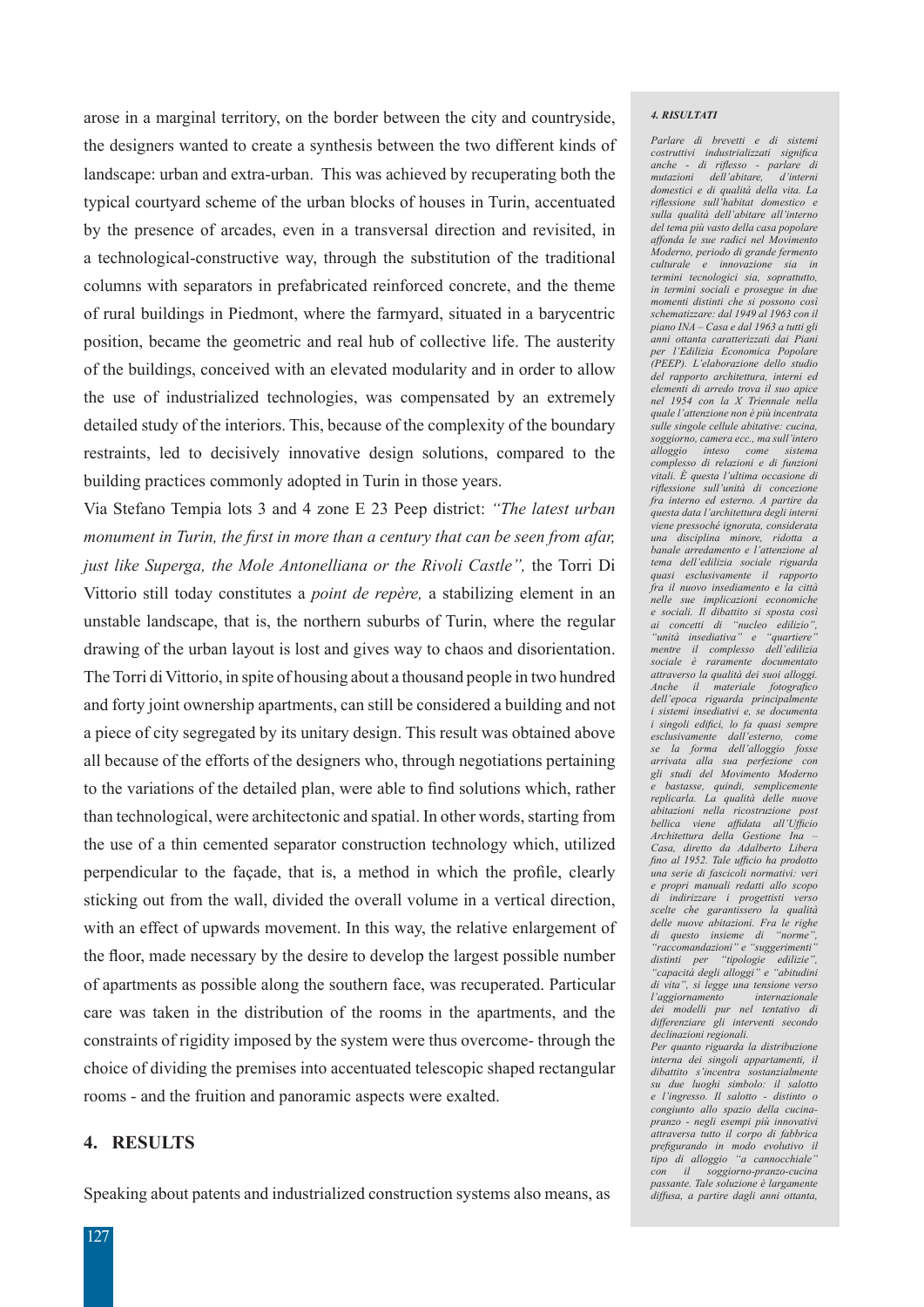arose in a marginal territory, on the border between the city and countryside, the designers wanted to create a synthesis between the two different kinds of landscape: urban and extra-urban. This was achieved by recuperating both the typical courtyard scheme of the urban blocks of houses in Turin, accentuated by the presence of arcades, even in a transversal direction and revisited, in a technological-constructive way, through the substitution of the traditional columns with separators in prefabricated reinforced concrete, and the theme of rural buildings in Piedmont, where the farmyard, situated in a barycentric position, became the geometric and real hub of collective life. The austerity of the buildings, conceived with an elevated modularity and in order to allow the use of industrialized technologies, was compensated by an extremely detailed study of the interiors. This, because of the complexity of the boundary restraints, led to decisively innovative design solutions, compared to the building practices commonly adopted in Turin in those years.

Via Stefano Tempia lots 3 and 4 zone E 23 Peep district: *"The latest urban monument in Turin, the first in more than a century that can be seen from afar, just like Superga, the Mole Antonelliana or the Rivoli Castle",* the Torri Di Vittorio still today constitutes a *point de repère,* a stabilizing element in an unstable landscape, that is, the northern suburbs of Turin, where the regular drawing of the urban layout is lost and gives way to chaos and disorientation. The Torri di Vittorio, in spite of housing about a thousand people in two hundred and forty joint ownership apartments, can still be considered a building and not a piece of city segregated by its unitary design. This result was obtained above all because of the efforts of the designers who, through negotiations pertaining to the variations of the detailed plan, were able to find solutions which, rather than technological, were architectonic and spatial. In other words, starting from the use of a thin cemented separator construction technology which, utilized perpendicular to the façade, that is, a method in which the profile, clearly sticking out from the wall, divided the overall volume in a vertical direction, with an effect of upwards movement. In this way, the relative enlargement of the floor, made necessary by the desire to develop the largest possible number of apartments as possible along the southern face, was recuperated. Particular care was taken in the distribution of the rooms in the apartments, and the constraints of rigidity imposed by the system were thus overcome- through the choice of dividing the premises into accentuated telescopic shaped rectangular rooms - and the fruition and panoramic aspects were exalted.

## 4. RESULTS

Speaking about patents and industrialized construction systems also means, as

#### *4. RISULTATI*

*Parlare di brevetti e di sistemi costruttivi industrializzati significa anche - di riflesso - parlare di mutazioni dell'abitare, d'interni domestici e di qualità della vita. La riflessione sull'habitat domestico e sulla qualità dell'abitare all'interno del tema più vasto della casa popolare affonda le sue radici nel Movimento Moderno, periodo di grande fermento culturale e innovazione sia in termini tecnologici sia, soprattutto, in termini sociali e prosegue in due momenti distinti che si possono così schematizzare: dal 1949 al 1963 con il piano INA – Casa e dal 1963 a tutti gli anni ottanta caratterizzati dai Piani per l'Edilizia Economica Popolare (PEEP). L'elaborazione dello studio del rapporto architettura, interni ed elementi di arredo trova il suo apice nel 1954 con la X Triennale nella quale l'attenzione non è più incentrata sulle singole cellule abitative: cucina, soggiorno, camera ecc., ma sull'intero alloggio inteso come sistema complesso di relazioni e di funzioni vitali. È questa l'ultima occasione di riflessione sull'unità di concezione fra interno ed esterno. A partire da questa data l'architettura degli interni viene pressoché ignorata, considerata una disciplina minore, ridotta a banale arredamento e l'attenzione al tema dell'edilizia sociale riguarda quasi esclusivamente il rapporto fra il nuovo insediamento e la città nelle sue implicazioni economiche e sociali. Il dibattito si sposta così ai concetti di "nucleo edilizio", "unità insediativa" e "quartiere" mentre il complesso dell'edilizia sociale è raramente documentato attraverso la qualità dei suoi alloggi. Anche il materiale fotografico dell'epoca riguarda principalmente i sistemi insediativi e, se documenta i singoli edifici, lo fa quasi sempre esclusivamente dall'esterno, come se la forma dell'alloggio fosse arrivata alla sua perfezione con gli studi del Movimento Moderno e bastasse, quindi, semplicemente replicarla. La qualità delle nuove abitazioni nella ricostruzione post bellica viene affidata all'Ufficio Architettura della Gestione Ina – Casa, diretto da Adalberto Libera fino al 1952. Tale ufficio ha prodotto una serie di fascicoli normativi: veri e propri manuali redatti allo scopo di indirizzare i progettisti verso scelte che garantissero la qualità delle nuove abitazioni. Fra le righe di questo insieme di "norme", "raccomandazioni" e "suggerimenti" distinti per "tipologie edilizie", "capacità degli alloggi" e "abitudini di vita", si legge una tensione verso l'aggiornamento internazionale dei modelli pur nel tentativo di differenziare gli interventi secondo declinazioni regionali.*

*Per quanto riguarda la distribuzione interna dei singoli appartamenti, il dibattito s'incentra sostanzialmente su due luoghi simbolo: il salotto e l'ingresso. Il salotto - distinto o congiunto allo spazio della cucina-pranzo - negli esempi più innovativi attraversa tutto il corpo di fabbrica prefigurando in modo evolutivo il tipo di alloggio "a cannocchiale" con il soggiorno-pranzo-cucina passante. Tale soluzione è largamente diffusa, a partire dagli anni ottanta,*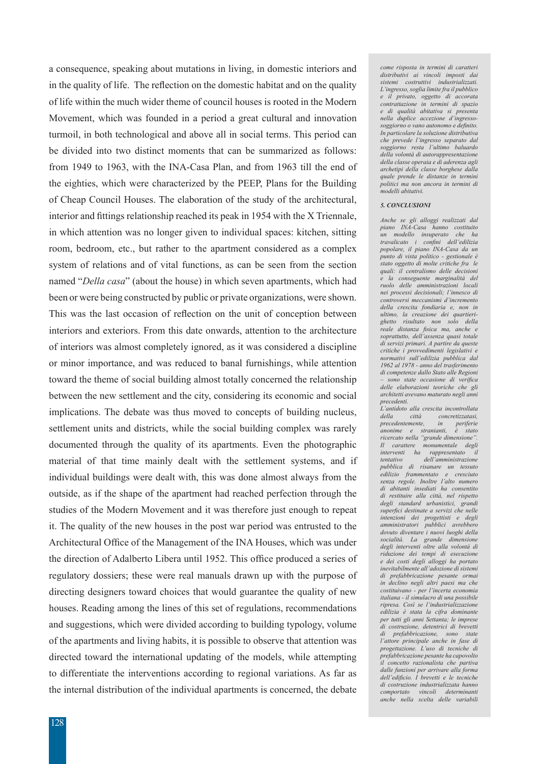a consequence, speaking about mutations in living, in domestic interiors and in the quality of life. The reflection on the domestic habitat and on the quality of life within the much wider theme of council houses is rooted in the Modern Movement, which was founded in a period a great cultural and innovation turmoil, in both technological and above all in social terms. This period can be divided into two distinct moments that can be summarized as follows: from 1949 to 1963, with the INA-Casa Plan, and from 1963 till the end of the eighties, which were characterized by the PEEP, Plans for the Building of Cheap Council Houses. The elaboration of the study of the architectural, interior and fittings relationship reached its peak in 1954 with the X Triennale, in which attention was no longer given to individual spaces: kitchen, sitting room, bedroom, etc., but rather to the apartment considered as a complex system of relations and of vital functions, as can be seen from the section named "*Della casa*" (about the house) in which seven apartments, which had been or were being constructed by public or private organizations, were shown. This was the last occasion of reflection on the unit of conception between interiors and exteriors. From this date onwards, attention to the architecture of interiors was almost completely ignored, as it was considered a discipline or minor importance, and was reduced to banal furnishings, while attention toward the theme of social building almost totally concerned the relationship between the new settlement and the city, considering its economic and social implications. The debate was thus moved to concepts of building nucleus, settlement units and districts, while the social building complex was rarely documented through the quality of its apartments. Even the photographic material of that time mainly dealt with the settlement systems, and if individual buildings were dealt with, this was done almost always from the outside, as if the shape of the apartment had reached perfection through the studies of the Modern Movement and it was therefore just enough to repeat it. The quality of the new houses in the post war period was entrusted to the Architectural Office of the Management of the INA Houses, which was under the direction of Adalberto Libera until 1952. This office produced a series of regulatory dossiers; these were real manuals drawn up with the purpose of directing designers toward choices that would guarantee the quality of new houses. Reading among the lines of this set of regulations, recommendations and suggestions, which were divided according to building typology, volume of the apartments and living habits, it is possible to observe that attention was directed toward the international updating of the models, while attempting to differentiate the interventions according to regional variations. As far as the internal distribution of the individual apartments is concerned, the debate

*come risposta in termini di caratteri distributivi ai vincoli imposti dai sistemi costruttivi industrializzati. L'ingresso, soglia limite fra il pubblico e il privato, oggetto di accorata contrattazione in termini di spazio e di qualità abitativa si presenta nella duplice accezione d'ingresso-soggiorno o vano autonomo e definito. In particolare la soluzione distributiva che prevede l'ingresso separato dal soggiorno resta l'ultimo baluardo della volontà di autorappresentazione della classe operaia e di aderenza agli archetipi della classe borghese dalla quale prende le distanze in termini politici ma non ancora in termini di modelli abitativi.*

### *5. CONCLUSIONI*

*Anche se gli alloggi realizzati dal piano INA-Casa hanno costituito un modello insuperato che ha travalicato i confini dell'edilizia popolare, il piano INA-Casa da un punto di vista politico - gestionale è stato oggetto di molte critiche fra le quali: il centralismo delle decisioni e la conseguente marginalità del ruolo delle amministrazioni locali nei processi decisionali; l'innesco di controversi meccanismi d'incremento della crescita fondiaria e, non in ultimo, la creazione dei quartieri-ghetto risultato non solo della reale distanza fisica ma, anche e soprattutto, dell'assenza quasi totale di servizi primari. A partire da queste critiche i provvedimenti legislativi e normativi sull'edilizia pubblica dal 1962 al 1978 - anno del trasferimento di competenze dallo Stato alle Regioni – sono state occasione di verifica delle elaborazioni teoriche che gli architetti avevano maturato negli anni precedenti.*

*L'antidoto alla crescita incontrollata della città concretizzatasi, precedentemente, in periferie anonime e stranianti, è stato ricercato nella "grande dimensione". Il carattere monumentale degli interventi ha rappresentato il tentativo dell'amministrazione pubblica di risanare un tessuto edilizio frammentato e cresciuto senza regole. Inoltre l'alto numero di abitanti insediati ha consentito di restituire alla città, nel rispetto degli standard urbanistici, grandi superfici destinate a servizi che nelle intenzioni dei progettisti e degli amministratori pubblici avrebbero dovuto diventare i nuovi luoghi della socialità. La grande dimensione degli interventi oltre alla volontà di riduzione dei tempi di esecuzione e dei costi degli alloggi ha portato inevitabilmente all'adozione di sistemi di prefabbricazione pesante ormai in declino negli altri paesi ma che costituivano - per l'incerta economia italiana - il simulacro di una possibile ripresa. Così se l'industrializzazione edilizia è stata la cifra dominante per tutti gli anni Settanta; le imprese di costruzione, detentrici di brevetti di prefabbricazione, sono state l'attore principale anche in fase di progettazione. L'uso di tecniche di prefabbricazione pesante ha capovolto il concetto razionalista che partiva dalle funzioni per arrivare alla forma dell'edificio. I brevetti e le tecniche di costruzione industrializzata hanno comportato vincoli determinanti anche nella scelta delle variabili*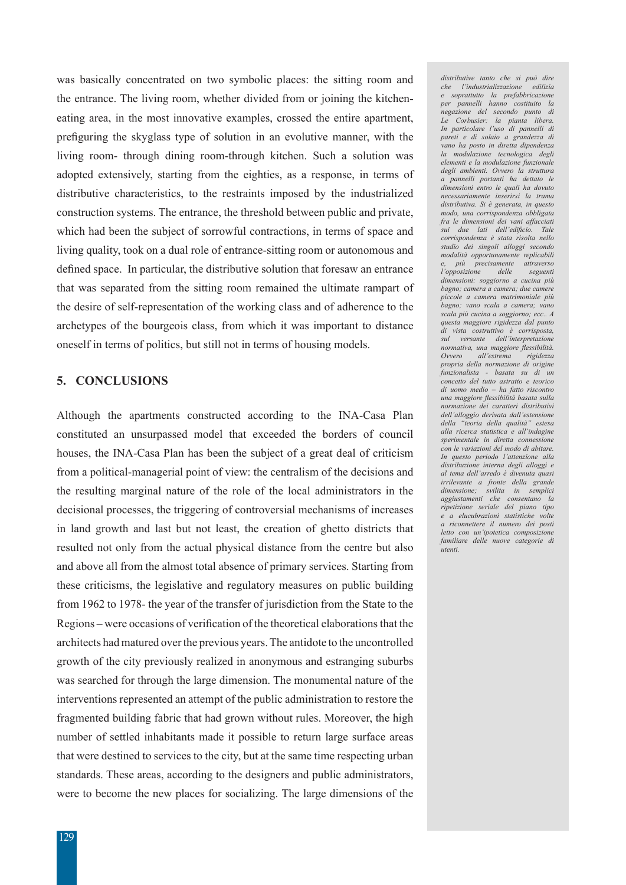was basically concentrated on two symbolic places: the sitting room and the entrance. The living room, whether divided from or joining the kitchen-eating area, in the most innovative examples, crossed the entire apartment, prefiguring the skyglass type of solution in an evolutive manner, with the living room- through dining room-through kitchen. Such a solution was adopted extensively, starting from the eighties, as a response, in terms of distributive characteristics, to the restraints imposed by the industrialized construction systems. The entrance, the threshold between public and private, which had been the subject of sorrowful contractions, in terms of space and living quality, took on a dual role of entrance-sitting room or autonomous and defined space. In particular, the distributive solution that foresaw an entrance that was separated from the sitting room remained the ultimate rampart of the desire of self-representation of the working class and of adherence to the archetypes of the bourgeois class, from which it was important to distance oneself in terms of politics, but still not in terms of housing models.

## 5. CONCLUSIONS

Although the apartments constructed according to the INA-Casa Plan constituted an unsurpassed model that exceeded the borders of council houses, the INA-Casa Plan has been the subject of a great deal of criticism from a political-managerial point of view: the centralism of the decisions and the resulting marginal nature of the role of the local administrators in the decisional processes, the triggering of controversial mechanisms of increases in land growth and last but not least, the creation of ghetto districts that resulted not only from the actual physical distance from the centre but also and above all from the almost total absence of primary services. Starting from these criticisms, the legislative and regulatory measures on public building from 1962 to 1978- the year of the transfer of jurisdiction from the State to the Regions – were occasions of verification of the theoretical elaborations that the architects had matured over the previous years. The antidote to the uncontrolled growth of the city previously realized in anonymous and estranging suburbs was searched for through the large dimension. The monumental nature of the interventions represented an attempt of the public administration to restore the fragmented building fabric that had grown without rules. Moreover, the high number of settled inhabitants made it possible to return large surface areas that were destined to services to the city, but at the same time respecting urban standards. These areas, according to the designers and public administrators, were to become the new places for socializing. The large dimensions of the

*distributive tanto che si può dire che l'industrializzazione edilizia e soprattutto la prefabbricazione per pannelli hanno costituito la negazione del secondo punto di Le Corbusier: la pianta libera. In particolare l'uso di pannelli di pareti e di solaio a grandezza di vano ha posto in diretta dipendenza la modulazione tecnologica degli elementi e la modulazione funzionale degli ambienti. Ovvero la struttura a pannelli portanti ha dettato le dimensioni entro le quali ha dovuto necessariamente inserirsi la trama distributiva. Si è generata, in questo modo, una corrispondenza obbligata fra le dimensioni dei vani affacciati sui due lati dell'edificio. Tale corrispondenza è stata risolta nello studio dei singoli alloggi secondo modalità opportunamente replicabili e, più precisamente attraverso l'opposizione delle seguenti dimensioni: soggiorno a cucina più bagno; camera a camera; due camere piccole a camera matrimoniale più bagno; vano scala a camera; vano scala più cucina a soggiorno; ecc.. A questa maggiore rigidezza dal punto di vista costruttivo è corrisposta, sul versante dell'interpretazione normativa, una maggiore flessibilità. Ovvero all'estrema rigidezza propria della normazione di origine funzionalista - basata su di un concetto del tutto astratto e teorico di uomo medio – ha fatto riscontro una maggiore flessibilità basata sulla normazione dei caratteri distributivi dell'alloggio derivata dall'estensione della "teoria della qualità" estesa alla ricerca statistica e all'indagine sperimentale in diretta connessione con le variazioni del modo di abitare. In questo periodo l'attenzione alla distribuzione interna degli alloggi e al tema dell'arredo è divenuta quasi irrilevante a fronte della grande dimensione; svilita in semplici aggiustamenti che consentano la ripetizione seriale del piano tipo e a elucubrazioni statistiche volte a riconnettere il numero dei posti letto con un'ipotetica composizione familiare delle nuove categorie di utenti.*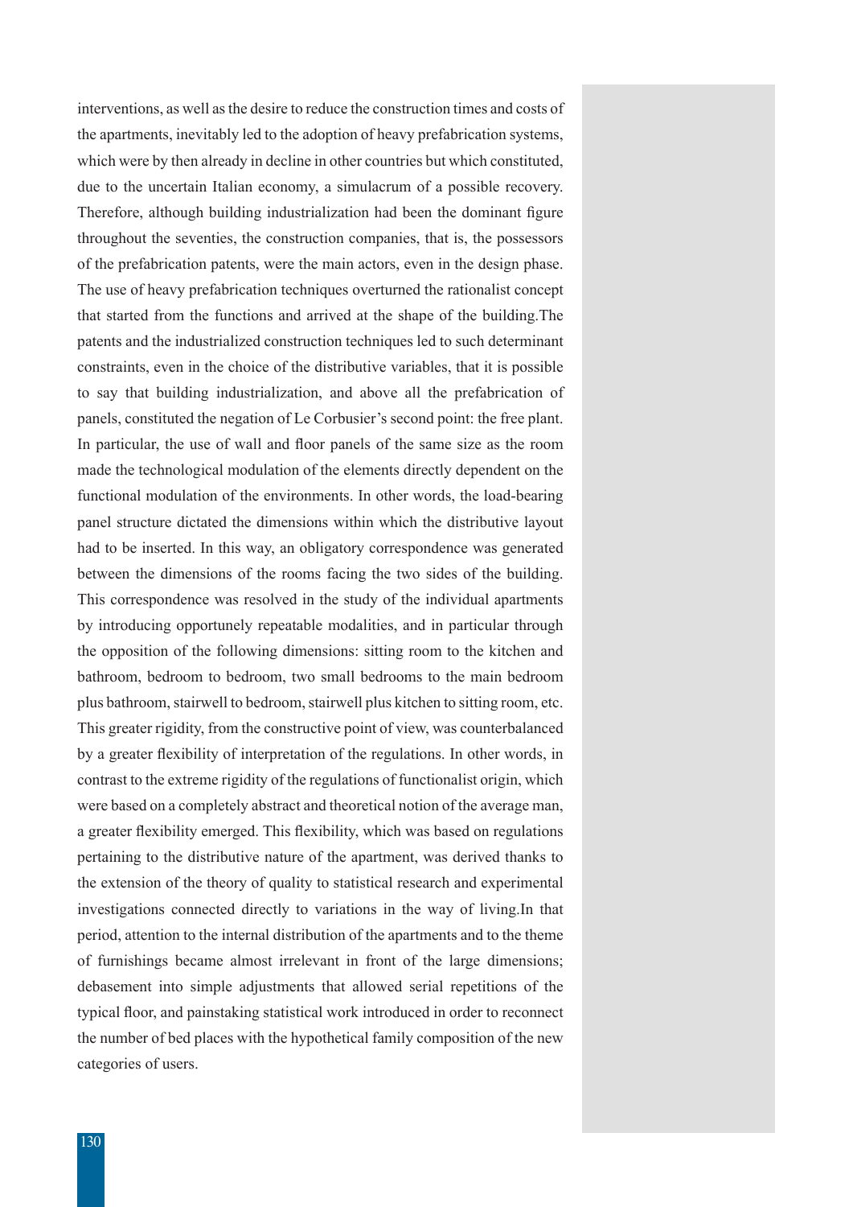interventions, as well as the desire to reduce the construction times and costs of the apartments, inevitably led to the adoption of heavy prefabrication systems, which were by then already in decline in other countries but which constituted, due to the uncertain Italian economy, a simulacrum of a possible recovery. Therefore, although building industrialization had been the dominant figure throughout the seventies, the construction companies, that is, the possessors of the prefabrication patents, were the main actors, even in the design phase. The use of heavy prefabrication techniques overturned the rationalist concept that started from the functions and arrived at the shape of the building.The patents and the industrialized construction techniques led to such determinant constraints, even in the choice of the distributive variables, that it is possible to say that building industrialization, and above all the prefabrication of panels, constituted the negation of Le Corbusier's second point: the free plant. In particular, the use of wall and floor panels of the same size as the room made the technological modulation of the elements directly dependent on the functional modulation of the environments. In other words, the load-bearing panel structure dictated the dimensions within which the distributive layout had to be inserted. In this way, an obligatory correspondence was generated between the dimensions of the rooms facing the two sides of the building. This correspondence was resolved in the study of the individual apartments by introducing opportunely repeatable modalities, and in particular through the opposition of the following dimensions: sitting room to the kitchen and bathroom, bedroom to bedroom, two small bedrooms to the main bedroom plus bathroom, stairwell to bedroom, stairwell plus kitchen to sitting room, etc. This greater rigidity, from the constructive point of view, was counterbalanced by a greater flexibility of interpretation of the regulations. In other words, in contrast to the extreme rigidity of the regulations of functionalist origin, which were based on a completely abstract and theoretical notion of the average man, a greater flexibility emerged. This flexibility, which was based on regulations pertaining to the distributive nature of the apartment, was derived thanks to the extension of the theory of quality to statistical research and experimental investigations connected directly to variations in the way of living.In that period, attention to the internal distribution of the apartments and to the theme of furnishings became almost irrelevant in front of the large dimensions; debasement into simple adjustments that allowed serial repetitions of the typical floor, and painstaking statistical work introduced in order to reconnect the number of bed places with the hypothetical family composition of the new categories of users.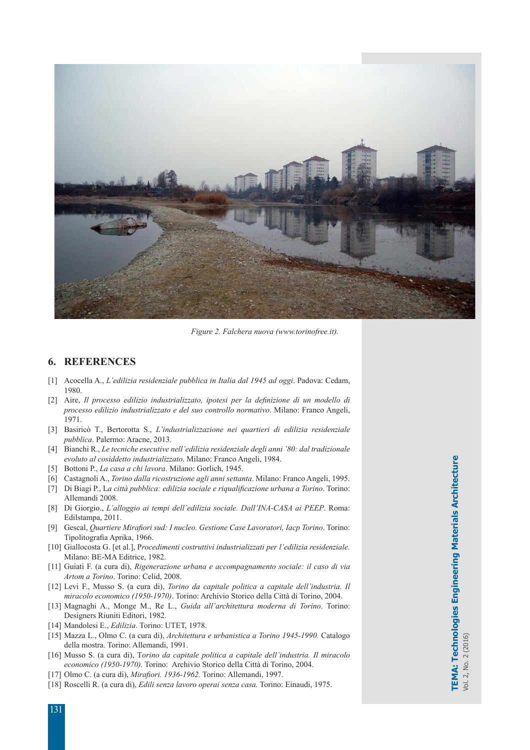*Figure 2. Falchera nuova (www.torinofree.it).*

## 6. REFERENCES

[1] Acocella A., *L'edilizia residenziale pubblica in Italia dal 1945 ad oggi*. Padova: Cedam, 1980.

[2] Aire, *Il processo edilizio industrializzato, ipotesi per la definizione di un modello di processo edilizio industrializzato e del suo controllo normativo*. Milano: Franco Angeli, 1971.

[3] Basiricò T., Bertorotta S., *L'industrializzazione nei quartieri di edilizia residenziale pubblica*. Palermo: Aracne, 2013.

[4] Bianchi R., *Le tecniche esecutive nell'edilizia residenziale degli anni '80: dal tradizionale evoluto al cosiddetto industrializzato*. Milano: Franco Angeli, 1984.

[5] Bottoni P., *La casa a chi lavora*. Milano: Gorlich, 1945.

[6] Castagnoli A., *Torino dalla ricostruzione agli anni settanta*. Milano: Franco Angeli, 1995.

[7] Di Biagi P., L*a città pubblica: edilizia sociale e riqualificazione urbana a Torino*. Torino: Allemandi 2008.

[8] Di Giorgio., *L'alloggio ai tempi dell'edilizia sociale. Dall'INA-CASA ai PEEP*. Roma: Edilstampa, 2011.

[9] Gescal, *Quartiere Mirafiori sud: I nucleo. Gestione Case Lavoratori, Iacp Torino*. Torino: Tipolitografia Aprika, 1966.

[10] Giallocosta G. [et al.], P*rocedimenti costruttivi industrializzati per l'edilizia residenziale.* Milano: BE-MA Editrice, 1982.

[11] Guiati F. (a cura di), *Rigenerazione urbana e accompagnamento sociale: il caso di via Artom a Torino*. Torino: Celid, 2008.

[12] Levi F., Musso S. (a cura di), *Torino da capitale politica a capitale dell'industria. Il miracolo economico (1950-1970)*. Torino: Archivio Storico della Città di Torino, 2004.

[13] Magnaghi A., Monge M., Re L., *Guida all'architettura moderna di Torino*. Torino: Designers Riuniti Editori, 1982.

[14] Mandolesi E., *Edilizia*. Torino: UTET, 1978.

[15] Mazza L., Olmo C. (a cura di), *Architettura e urbanistica a Torino 1945-1990.* Catalogo della mostra. Torino: Allemandi, 1991.

[16] Musso S. (a cura di), T*orino da capitale politica a capitale dell'industria. Il miracolo economico (1950-1970).* Torino: Archivio Storico della Città di Torino, 2004.

[17] Olmo C. (a cura di), *Mirafiori. 1936-1962*. Torino: Allemandi, 1997.

[18] Roscelli R. (a cura di), *Edili senza lavoro operai senza casa.* Torino: Einaudi, 1975.